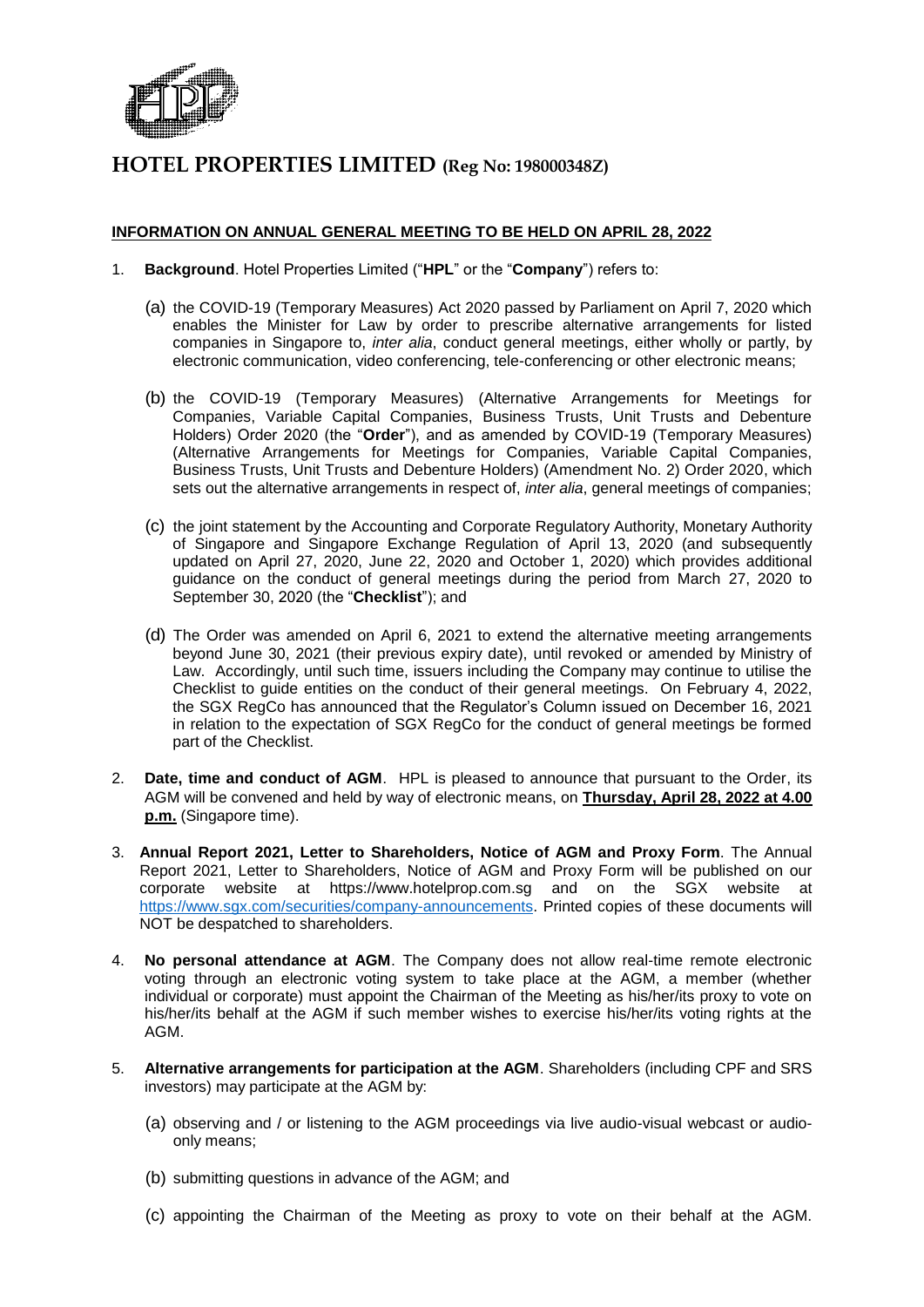# HOTEL PROPERTIES LIMITED (Reg No: 198000348Z)

## INFORMATION ON ANNUAL GENERAL MEETING TO BE HELD ON APRIL 28, 2022

1. **Background**. Hotel Properties Limited ("**HPL**" or the "**Company**") refers to:

   (a) the COVID-19 (Temporary Measures) Act 2020 passed by Parliament on April 7, 2020 which enables the Minister for Law by order to prescribe alternative arrangements for listed companies in Singapore to, *inter alia*, conduct general meetings, either wholly or partly, by electronic communication, video conferencing, tele-conferencing or other electronic means;

   (b) the COVID-19 (Temporary Measures) (Alternative Arrangements for Meetings for Companies, Variable Capital Companies, Business Trusts, Unit Trusts and Debenture Holders) Order 2020 (the "**Order**"), and as amended by COVID-19 (Temporary Measures) (Alternative Arrangements for Meetings for Companies, Variable Capital Companies, Business Trusts, Unit Trusts and Debenture Holders) (Amendment No. 2) Order 2020, which sets out the alternative arrangements in respect of, *inter alia*, general meetings of companies;

   (c) the joint statement by the Accounting and Corporate Regulatory Authority, Monetary Authority of Singapore and Singapore Exchange Regulation of April 13, 2020 (and subsequently updated on April 27, 2020, June 22, 2020 and October 1, 2020) which provides additional guidance on the conduct of general meetings during the period from March 27, 2020 to September 30, 2020 (the "**Checklist**"); and

   (d) The Order was amended on April 6, 2021 to extend the alternative meeting arrangements beyond June 30, 2021 (their previous expiry date), until revoked or amended by Ministry of Law. Accordingly, until such time, issuers including the Company may continue to utilise the Checklist to guide entities on the conduct of their general meetings. On February 4, 2022, the SGX RegCo has announced that the Regulator's Column issued on December 16, 2021 in relation to the expectation of SGX RegCo for the conduct of general meetings be formed part of the Checklist.

2. **Date, time and conduct of AGM**. HPL is pleased to announce that pursuant to the Order, its AGM will be convened and held by way of electronic means, on **Thursday, April 28, 2022 at 4.00 p.m.** (Singapore time).

3. **Annual Report 2021, Letter to Shareholders, Notice of AGM and Proxy Form**. The Annual Report 2021, Letter to Shareholders, Notice of AGM and Proxy Form will be published on our corporate website at https://www.hotelprop.com.sg and on the SGX website at https://www.sgx.com/securities/company-announcements. Printed copies of these documents will NOT be despatched to shareholders.

4. **No personal attendance at AGM**. The Company does not allow real-time remote electronic voting through an electronic voting system to take place at the AGM, a member (whether individual or corporate) must appoint the Chairman of the Meeting as his/her/its proxy to vote on his/her/its behalf at the AGM if such member wishes to exercise his/her/its voting rights at the AGM.

5. **Alternative arrangements for participation at the AGM**. Shareholders (including CPF and SRS investors) may participate at the AGM by:

   (a) observing and / or listening to the AGM proceedings via live audio-visual webcast or audio-only means;

   (b) submitting questions in advance of the AGM; and

   (c) appointing the Chairman of the Meeting as proxy to vote on their behalf at the AGM.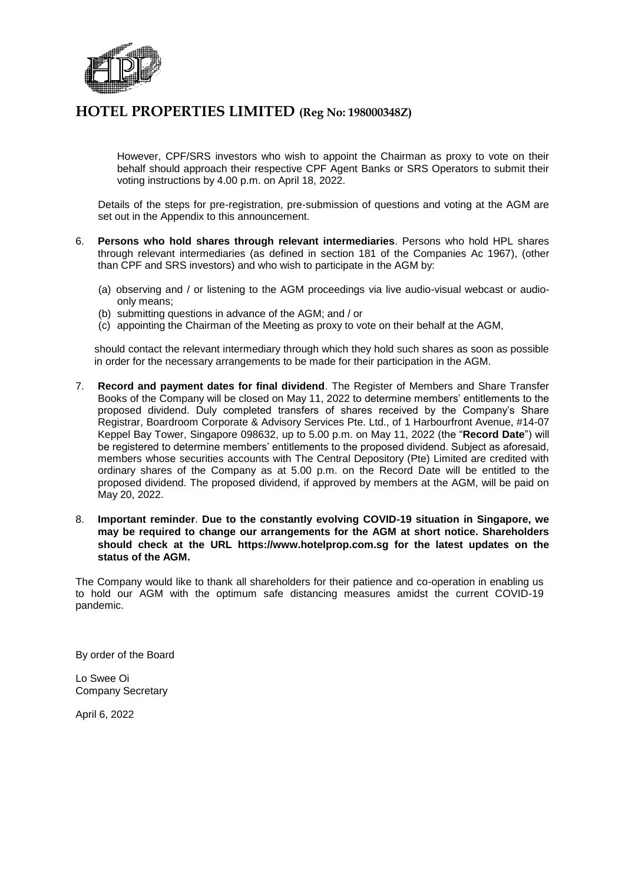However, CPF/SRS investors who wish to appoint the Chairman as proxy to vote on their behalf should approach their respective CPF Agent Banks or SRS Operators to submit their voting instructions by 4.00 p.m. on April 18, 2022.

Details of the steps for pre-registration, pre-submission of questions and voting at the AGM are set out in the Appendix to this announcement.

6. **Persons who hold shares through relevant intermediaries**. Persons who hold HPL shares through relevant intermediaries (as defined in section 181 of the Companies Ac 1967), (other than CPF and SRS investors) and who wish to participate in the AGM by:

   (a) observing and / or listening to the AGM proceedings via live audio-visual webcast or audio-only means;
   (b) submitting questions in advance of the AGM; and / or
   (c) appointing the Chairman of the Meeting as proxy to vote on their behalf at the AGM,

   should contact the relevant intermediary through which they hold such shares as soon as possible in order for the necessary arrangements to be made for their participation in the AGM.

7. **Record and payment dates for final dividend**. The Register of Members and Share Transfer Books of the Company will be closed on May 11, 2022 to determine members' entitlements to the proposed dividend. Duly completed transfers of shares received by the Company's Share Registrar, Boardroom Corporate & Advisory Services Pte. Ltd., of 1 Harbourfront Avenue, #14-07 Keppel Bay Tower, Singapore 098632, up to 5.00 p.m. on May 11, 2022 (the "**Record Date**") will be registered to determine members' entitlements to the proposed dividend. Subject as aforesaid, members whose securities accounts with The Central Depository (Pte) Limited are credited with ordinary shares of the Company as at 5.00 p.m. on the Record Date will be entitled to the proposed dividend. The proposed dividend, if approved by members at the AGM, will be paid on May 20, 2022.

8. **Important reminder**. **Due to the constantly evolving COVID-19 situation in Singapore, we may be required to change our arrangements for the AGM at short notice. Shareholders should check at the URL https://www.hotelprop.com.sg for the latest updates on the status of the AGM.**

The Company would like to thank all shareholders for their patience and co-operation in enabling us to hold our AGM with the optimum safe distancing measures amidst the current COVID-19 pandemic.

By order of the Board

Lo Swee Oi
Company Secretary

April 6, 2022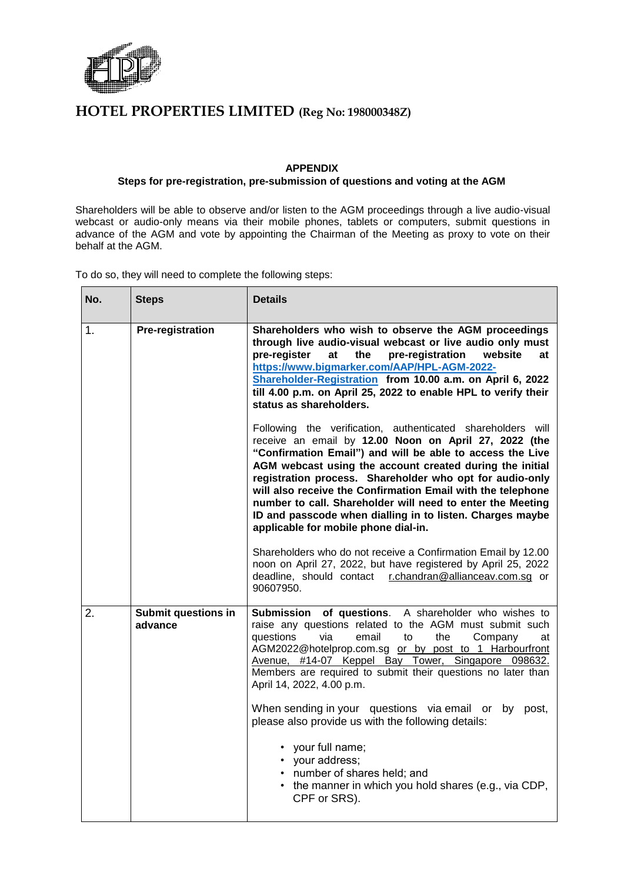# HOTEL PROPERTIES LIMITED (Reg No: 198000348Z)

**APPENDIX**

**Steps for pre-registration, pre-submission of questions and voting at the AGM**

Shareholders will be able to observe and/or listen to the AGM proceedings through a live audio-visual webcast or audio-only means via their mobile phones, tablets or computers, submit questions in advance of the AGM and vote by appointing the Chairman of the Meeting as proxy to vote on their behalf at the AGM.

To do so, they will need to complete the following steps:

| No. | Steps | Details |
|---|---|---|
| 1. | **Pre-registration** | **Shareholders who wish to observe the AGM proceedings through live audio-visual webcast or live audio only must pre-register at the pre-registration website at https://www.bigmarker.com/AAP/HPL-AGM-2022-Shareholder-Registration from 10.00 a.m. on April 6, 2022 till 4.00 p.m. on April 25, 2022 to enable HPL to verify their status as shareholders.**<br><br>Following the verification, authenticated shareholders will receive an email by **12.00 Noon on April 27, 2022 (the "Confirmation Email") and will be able to access the Live AGM webcast using the account created during the initial registration process. Shareholder who opt for audio-only will also receive the Confirmation Email with the telephone number to call. Shareholder will need to enter the Meeting ID and passcode when dialling in to listen. Charges maybe applicable for mobile phone dial-in.**<br><br>Shareholders who do not receive a Confirmation Email by 12.00 noon on April 27, 2022, but have registered by April 25, 2022 deadline, should contact r.chandran@allianceav.com.sg or 90607950. |
| 2. | **Submit questions in advance** | **Submission of questions**. A shareholder who wishes to raise any questions related to the AGM must submit such questions via email to the Company at AGM2022@hotelprop.com.sg or by post to 1 Harbourfront Avenue, #14-07 Keppel Bay Tower, Singapore 098632. Members are required to submit their questions no later than April 14, 2022, 4.00 p.m.<br><br>When sending in your questions via email or by post, please also provide us with the following details:<br><br>• your full name;<br>• your address;<br>• number of shares held; and<br>• the manner in which you hold shares (e.g., via CDP, CPF or SRS). |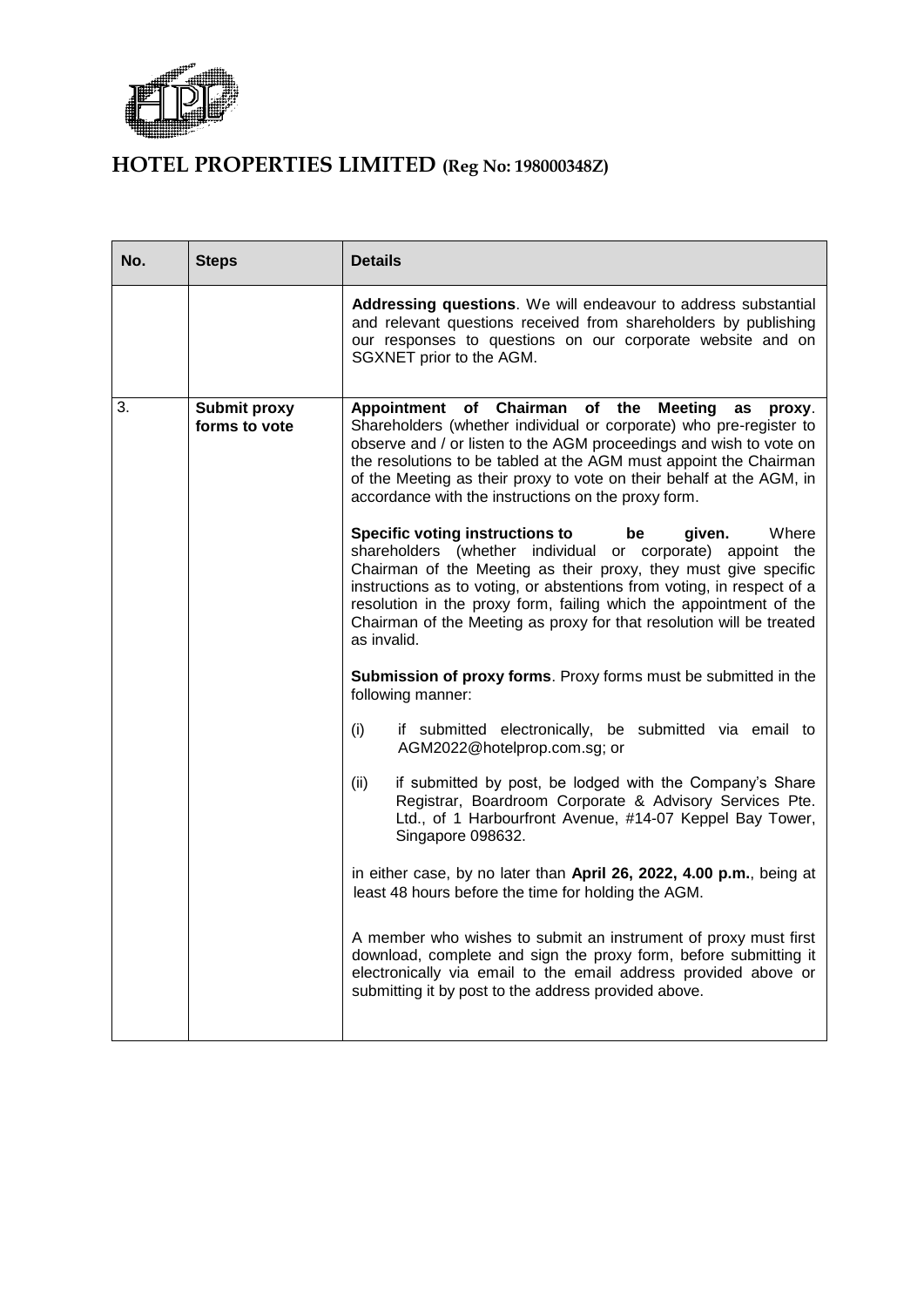# HOTEL PROPERTIES LIMITED (Reg No: 198000348Z)

| No. | Steps | Details |
|---|---|---|
| | | **Addressing questions**. We will endeavour to address substantial and relevant questions received from shareholders by publishing our responses to questions on our corporate website and on SGXNET prior to the AGM. |
| 3. | **Submit proxy forms to vote** | **Appointment of Chairman of the Meeting as proxy**. Shareholders (whether individual or corporate) who pre-register to observe and / or listen to the AGM proceedings and wish to vote on the resolutions to be tabled at the AGM must appoint the Chairman of the Meeting as their proxy to vote on their behalf at the AGM, in accordance with the instructions on the proxy form.<br><br>**Specific voting instructions to be given.** Where shareholders (whether individual or corporate) appoint the Chairman of the Meeting as their proxy, they must give specific instructions as to voting, or abstentions from voting, in respect of a resolution in the proxy form, failing which the appointment of the Chairman of the Meeting as proxy for that resolution will be treated as invalid.<br><br>**Submission of proxy forms**. Proxy forms must be submitted in the following manner:<br><br>(i) if submitted electronically, be submitted via email to AGM2022@hotelprop.com.sg; or<br><br>(ii) if submitted by post, be lodged with the Company's Share Registrar, Boardroom Corporate & Advisory Services Pte. Ltd., of 1 Harbourfront Avenue, #14-07 Keppel Bay Tower, Singapore 098632.<br><br>in either case, by no later than **April 26, 2022, 4.00 p.m.**, being at least 48 hours before the time for holding the AGM.<br><br>A member who wishes to submit an instrument of proxy must first download, complete and sign the proxy form, before submitting it electronically via email to the email address provided above or submitting it by post to the address provided above. |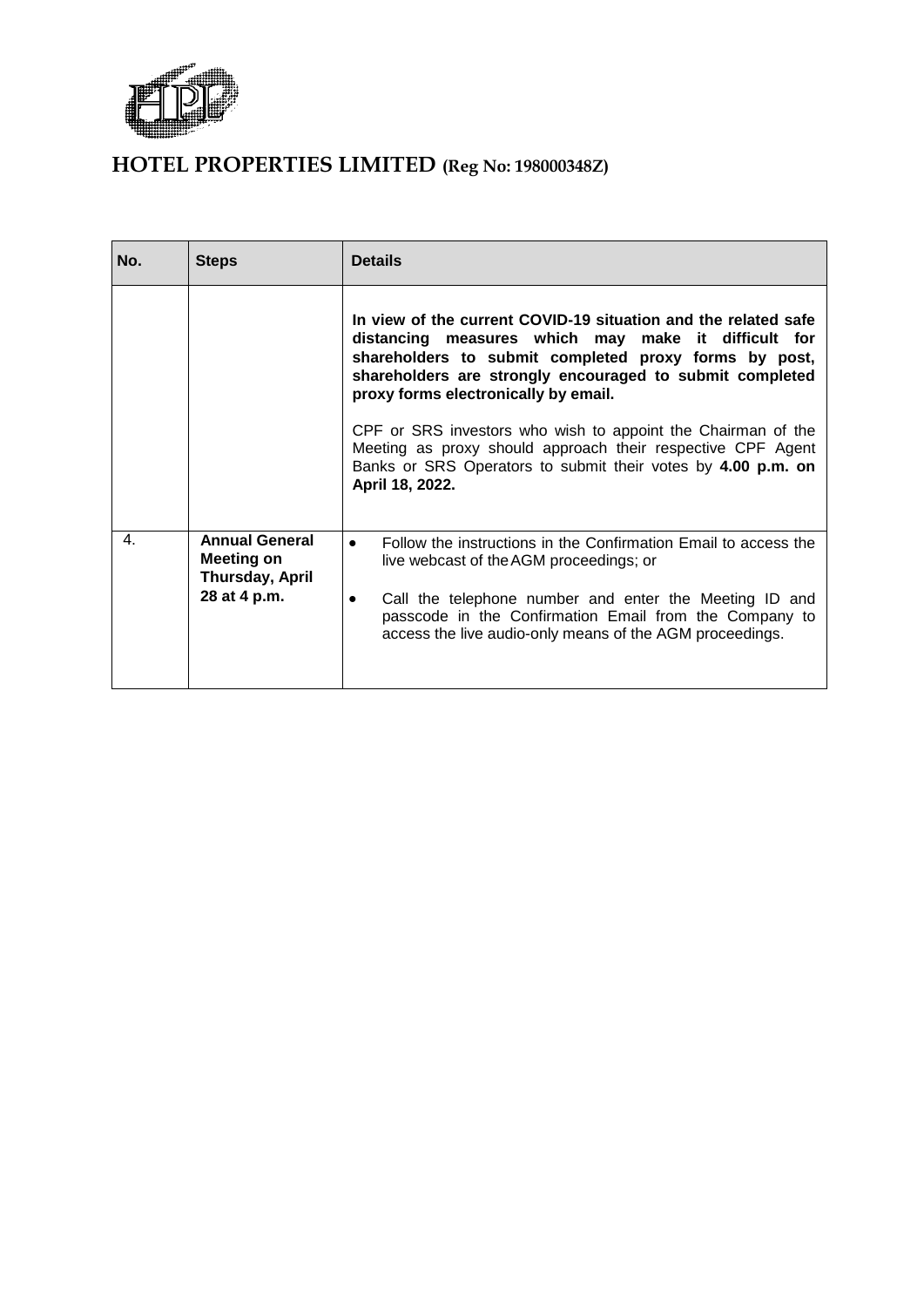# HOTEL PROPERTIES LIMITED (Reg No: 198000348Z)

| No. | Steps | Details |
|---|---|---|
| | | **In view of the current COVID-19 situation and the related safe distancing measures which may make it difficult for shareholders to submit completed proxy forms by post, shareholders are strongly encouraged to submit completed proxy forms electronically by email.**<br><br>CPF or SRS investors who wish to appoint the Chairman of the Meeting as proxy should approach their respective CPF Agent Banks or SRS Operators to submit their votes by **4.00 p.m. on April 18, 2022.** |
| 4. | **Annual General Meeting on Thursday, April 28 at 4 p.m.** | • Follow the instructions in the Confirmation Email to access the live webcast of the AGM proceedings; or<br><br>• Call the telephone number and enter the Meeting ID and passcode in the Confirmation Email from the Company to access the live audio-only means of the AGM proceedings. |